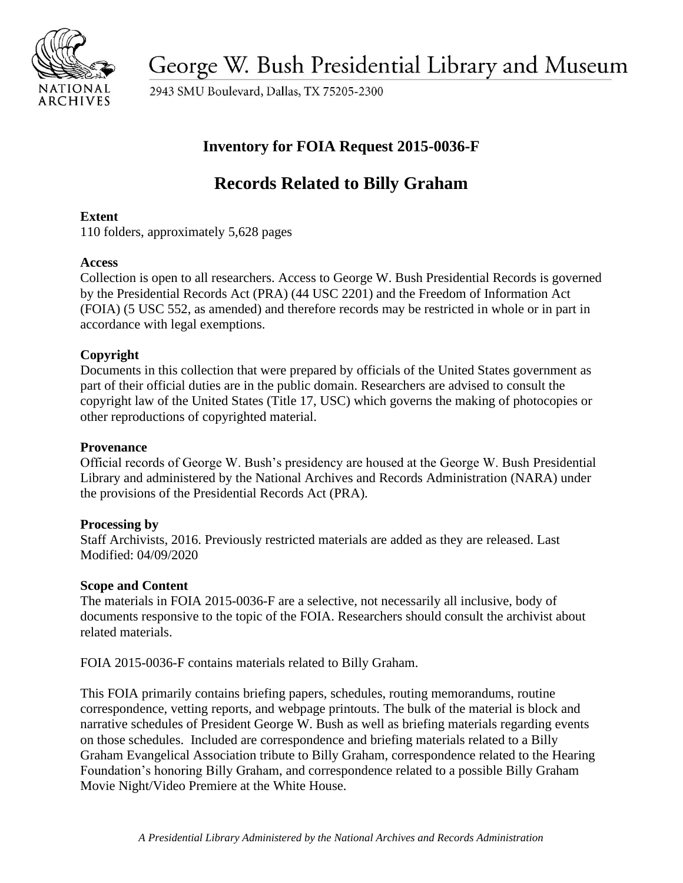George W. Bush Presidential Library and Museum

2943 SMU Boulevard, Dallas, TX 75205-2300

# Inventory for FOIA Request 2015-0036-F

# Records Related to Billy Graham

**Extent**
110 folders, approximately 5,628 pages

**Access**
Collection is open to all researchers. Access to George W. Bush Presidential Records is governed by the Presidential Records Act (PRA) (44 USC 2201) and the Freedom of Information Act (FOIA) (5 USC 552, as amended) and therefore records may be restricted in whole or in part in accordance with legal exemptions.

**Copyright**
Documents in this collection that were prepared by officials of the United States government as part of their official duties are in the public domain. Researchers are advised to consult the copyright law of the United States (Title 17, USC) which governs the making of photocopies or other reproductions of copyrighted material.

**Provenance**
Official records of George W. Bush's presidency are housed at the George W. Bush Presidential Library and administered by the National Archives and Records Administration (NARA) under the provisions of the Presidential Records Act (PRA).

**Processing by**
Staff Archivists, 2016. Previously restricted materials are added as they are released. Last Modified: 04/09/2020

**Scope and Content**
The materials in FOIA 2015-0036-F are a selective, not necessarily all inclusive, body of documents responsive to the topic of the FOIA. Researchers should consult the archivist about related materials.

FOIA 2015-0036-F contains materials related to Billy Graham.

This FOIA primarily contains briefing papers, schedules, routing memorandums, routine correspondence, vetting reports, and webpage printouts. The bulk of the material is block and narrative schedules of President George W. Bush as well as briefing materials regarding events on those schedules. Included are correspondence and briefing materials related to a Billy Graham Evangelical Association tribute to Billy Graham, correspondence related to the Hearing Foundation's honoring Billy Graham, and correspondence related to a possible Billy Graham Movie Night/Video Premiere at the White House.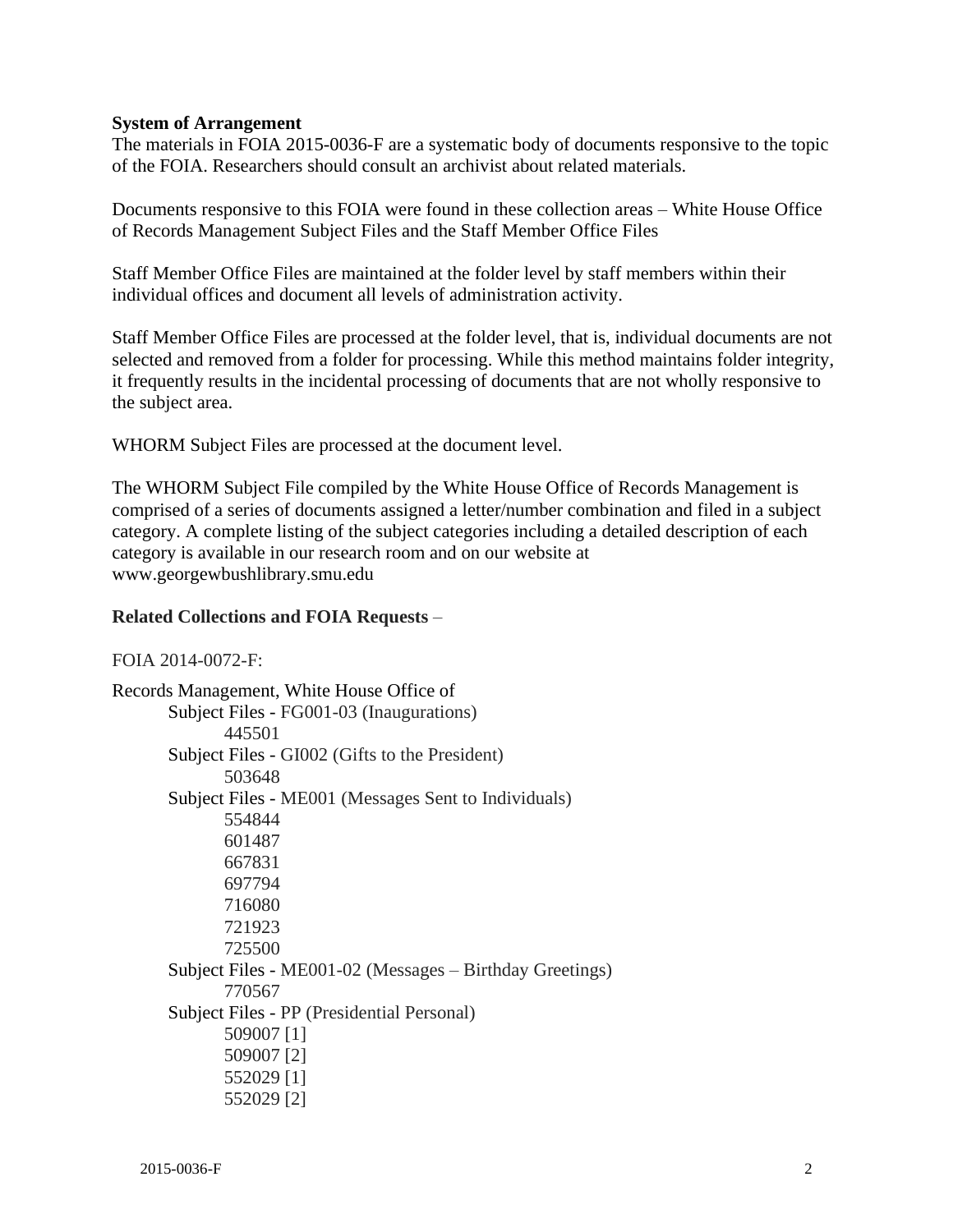**System of Arrangement**

The materials in FOIA 2015-0036-F are a systematic body of documents responsive to the topic of the FOIA. Researchers should consult an archivist about related materials.

Documents responsive to this FOIA were found in these collection areas – White House Office of Records Management Subject Files and the Staff Member Office Files

Staff Member Office Files are maintained at the folder level by staff members within their individual offices and document all levels of administration activity.

Staff Member Office Files are processed at the folder level, that is, individual documents are not selected and removed from a folder for processing. While this method maintains folder integrity, it frequently results in the incidental processing of documents that are not wholly responsive to the subject area.

WHORM Subject Files are processed at the document level.

The WHORM Subject File compiled by the White House Office of Records Management is comprised of a series of documents assigned a letter/number combination and filed in a subject category. A complete listing of the subject categories including a detailed description of each category is available in our research room and on our website at www.georgewbushlibrary.smu.edu

**Related Collections and FOIA Requests** –

FOIA 2014-0072-F:

Records Management, White House Office of
- Subject Files - FG001-03 (Inaugurations)
  - 445501
- Subject Files - GI002 (Gifts to the President)
  - 503648
- Subject Files - ME001 (Messages Sent to Individuals)
  - 554844
  - 601487
  - 667831
  - 697794
  - 716080
  - 721923
  - 725500
- Subject Files - ME001-02 (Messages – Birthday Greetings)
  - 770567
- Subject Files - PP (Presidential Personal)
  - 509007 [1]
  - 509007 [2]
  - 552029 [1]
  - 552029 [2]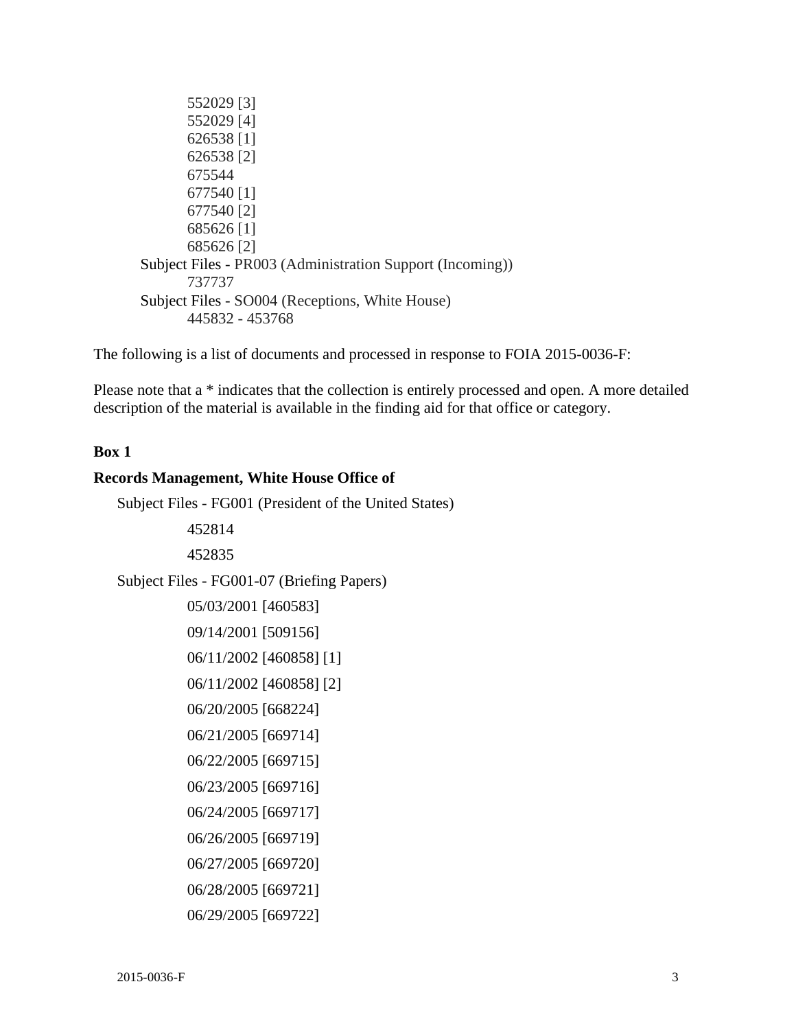552029 [3]
552029 [4]
626538 [1]
626538 [2]
675544
677540 [1]
677540 [2]
685626 [1]
685626 [2]

Subject Files - PR003 (Administration Support (Incoming))

737737

Subject Files - SO004 (Receptions, White House)

445832 - 453768

The following is a list of documents and processed in response to FOIA 2015-0036-F:

Please note that a * indicates that the collection is entirely processed and open. A more detailed description of the material is available in the finding aid for that office or category.

**Box 1**

**Records Management, White House Office of**

Subject Files - FG001 (President of the United States)

452814

452835

Subject Files - FG001-07 (Briefing Papers)

05/03/2001 [460583]

09/14/2001 [509156]

06/11/2002 [460858] [1]

06/11/2002 [460858] [2]

06/20/2005 [668224]

06/21/2005 [669714]

06/22/2005 [669715]

06/23/2005 [669716]

06/24/2005 [669717]

06/26/2005 [669719]

06/27/2005 [669720]

06/28/2005 [669721]

06/29/2005 [669722]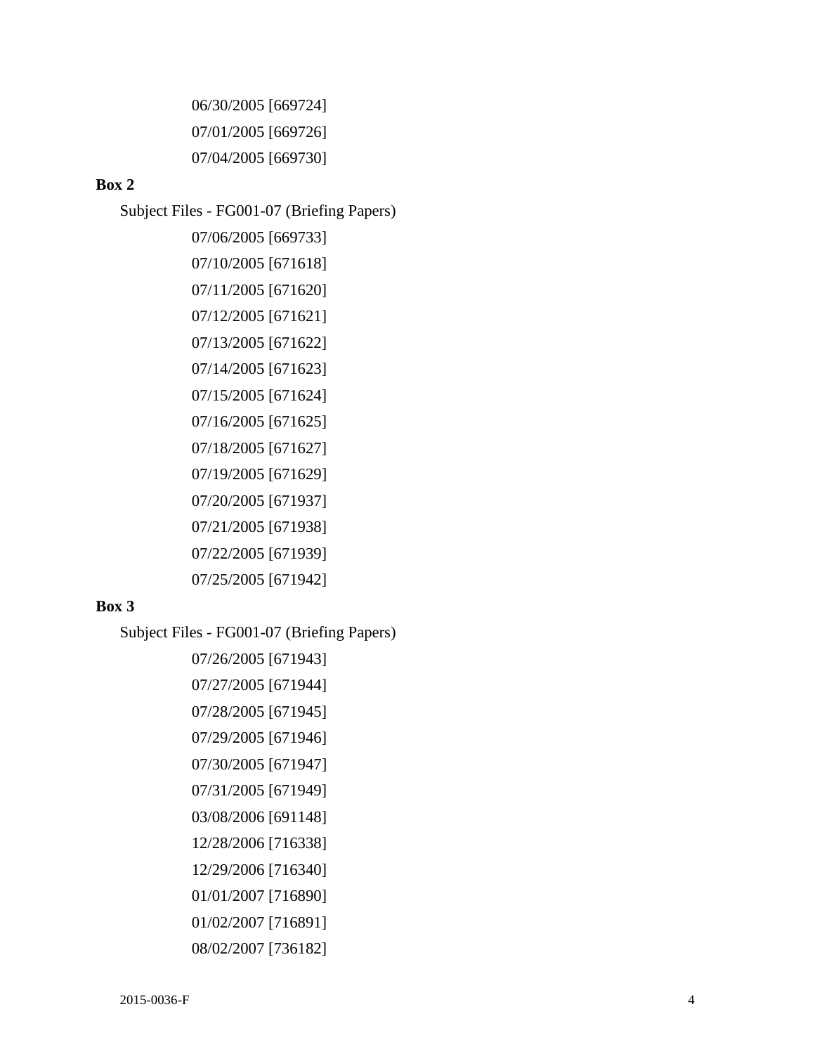06/30/2005 [669724]

07/01/2005 [669726]

07/04/2005 [669730]

**Box 2**

Subject Files - FG001-07 (Briefing Papers)

07/06/2005 [669733]

07/10/2005 [671618]

07/11/2005 [671620]

07/12/2005 [671621]

07/13/2005 [671622]

07/14/2005 [671623]

07/15/2005 [671624]

07/16/2005 [671625]

07/18/2005 [671627]

07/19/2005 [671629]

07/20/2005 [671937]

07/21/2005 [671938]

07/22/2005 [671939]

07/25/2005 [671942]

**Box 3**

Subject Files - FG001-07 (Briefing Papers)

07/26/2005 [671943]

07/27/2005 [671944]

07/28/2005 [671945]

07/29/2005 [671946]

07/30/2005 [671947]

07/31/2005 [671949]

03/08/2006 [691148]

12/28/2006 [716338]

12/29/2006 [716340]

01/01/2007 [716890]

01/02/2007 [716891]

08/02/2007 [736182]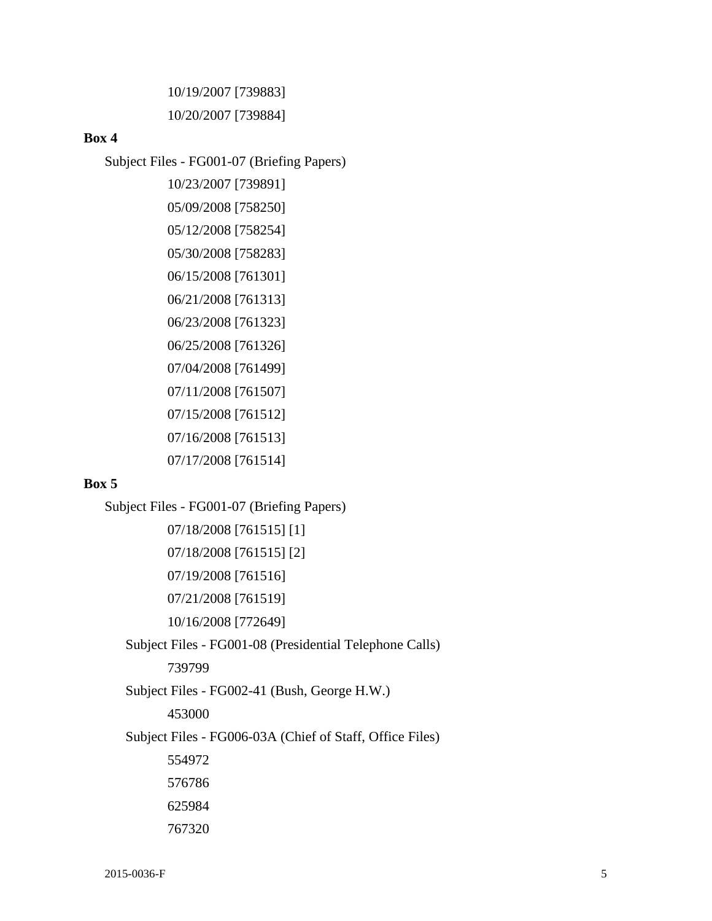10/19/2007 [739883]

10/20/2007 [739884]

**Box 4**

Subject Files - FG001-07 (Briefing Papers)

10/23/2007 [739891]

05/09/2008 [758250]

05/12/2008 [758254]

05/30/2008 [758283]

06/15/2008 [761301]

06/21/2008 [761313]

06/23/2008 [761323]

06/25/2008 [761326]

07/04/2008 [761499]

07/11/2008 [761507]

07/15/2008 [761512]

07/16/2008 [761513]

07/17/2008 [761514]

**Box 5**

Subject Files - FG001-07 (Briefing Papers)

07/18/2008 [761515] [1]

07/18/2008 [761515] [2]

07/19/2008 [761516]

07/21/2008 [761519]

10/16/2008 [772649]

Subject Files - FG001-08 (Presidential Telephone Calls)

739799

Subject Files - FG002-41 (Bush, George H.W.)

453000

Subject Files - FG006-03A (Chief of Staff, Office Files)

554972

576786

625984

767320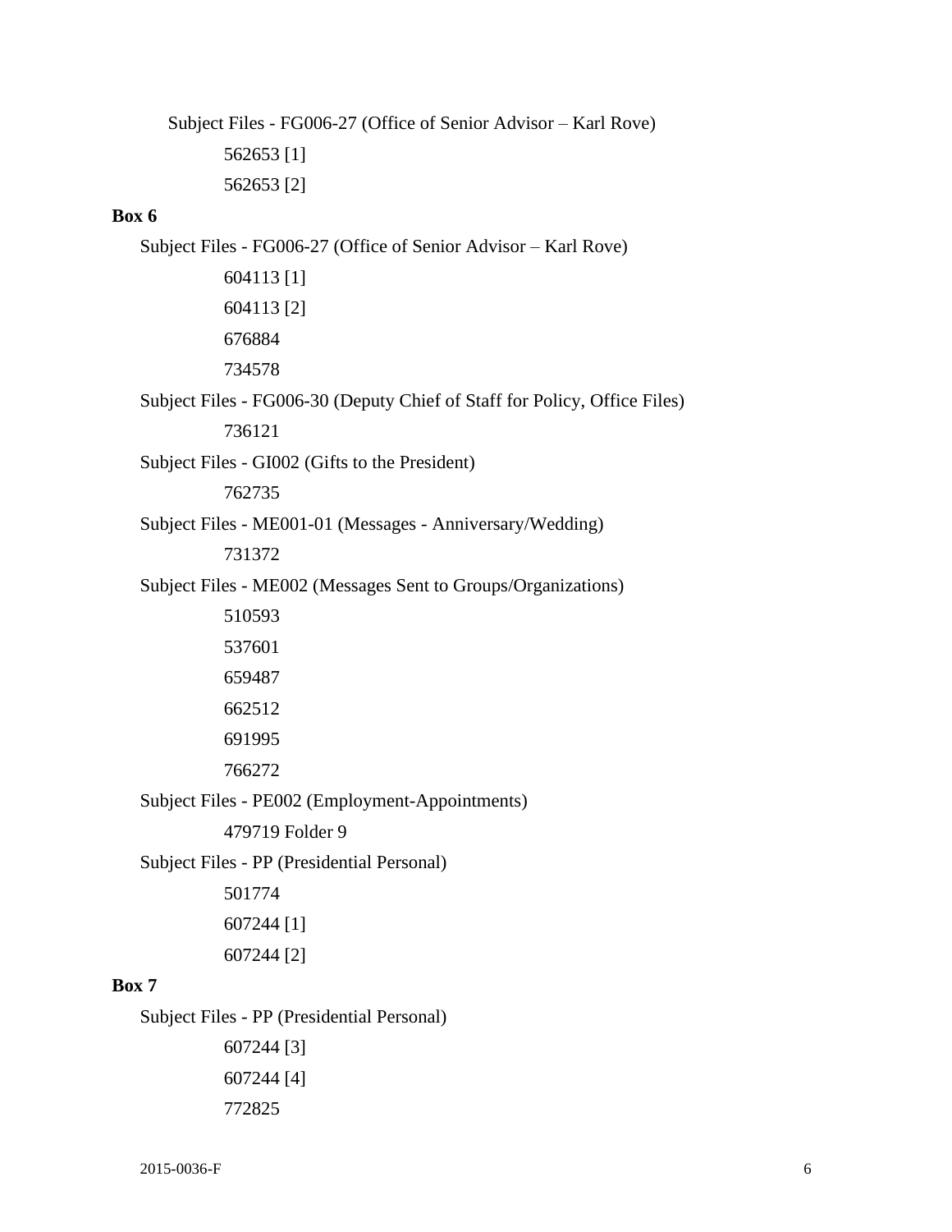Subject Files - FG006-27 (Office of Senior Advisor – Karl Rove)

562653 [1]

562653 [2]

**Box 6**

Subject Files - FG006-27 (Office of Senior Advisor – Karl Rove)

604113 [1]

604113 [2]

676884

734578

Subject Files - FG006-30 (Deputy Chief of Staff for Policy, Office Files)

736121

Subject Files - GI002 (Gifts to the President)

762735

Subject Files - ME001-01 (Messages - Anniversary/Wedding)

731372

Subject Files - ME002 (Messages Sent to Groups/Organizations)

510593

537601

659487

662512

691995

766272

Subject Files - PE002 (Employment-Appointments)

479719 Folder 9

Subject Files - PP (Presidential Personal)

501774

607244 [1]

607244 [2]

**Box 7**

Subject Files - PP (Presidential Personal)

607244 [3]

607244 [4]

772825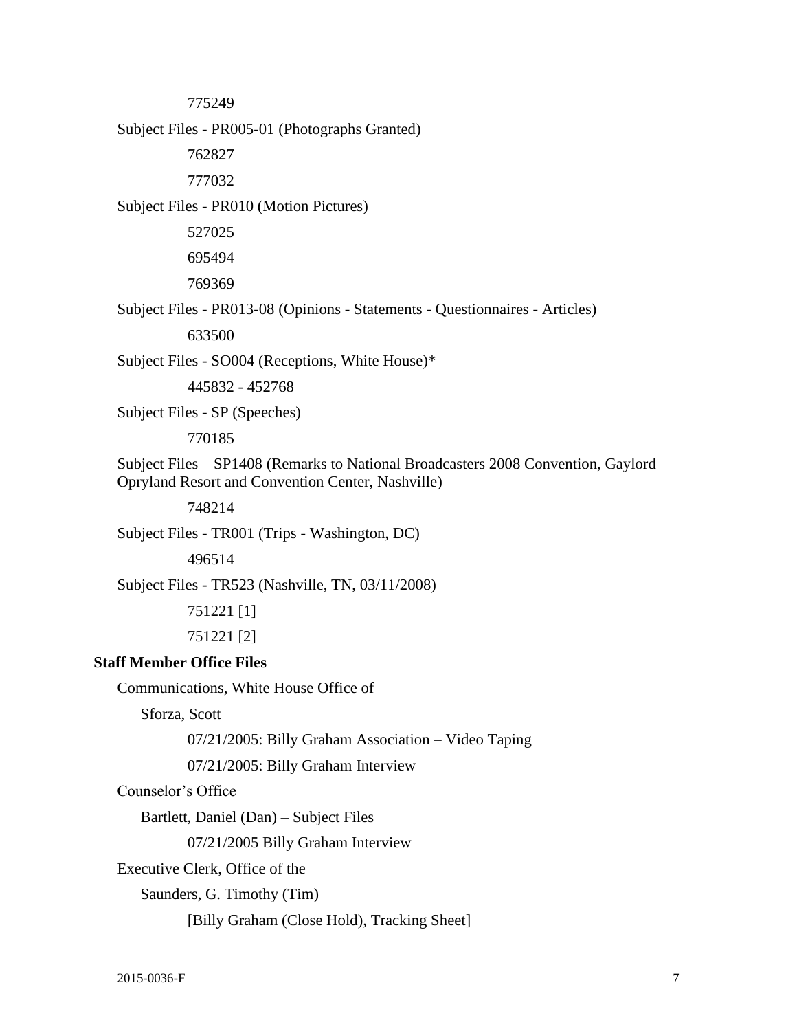775249

Subject Files - PR005-01 (Photographs Granted)

762827

777032

Subject Files - PR010 (Motion Pictures)

527025

695494

769369

Subject Files - PR013-08 (Opinions - Statements - Questionnaires - Articles)

633500

Subject Files - SO004 (Receptions, White House)*

445832 - 452768

Subject Files - SP (Speeches)

770185

Subject Files – SP1408 (Remarks to National Broadcasters 2008 Convention, Gaylord Opryland Resort and Convention Center, Nashville)

748214

Subject Files - TR001 (Trips - Washington, DC)

496514

Subject Files - TR523 (Nashville, TN, 03/11/2008)

751221 [1]

751221 [2]

**Staff Member Office Files**

Communications, White House Office of

Sforza, Scott

07/21/2005: Billy Graham Association – Video Taping

07/21/2005: Billy Graham Interview

Counselor's Office

Bartlett, Daniel (Dan) – Subject Files

07/21/2005 Billy Graham Interview

Executive Clerk, Office of the

Saunders, G. Timothy (Tim)

[Billy Graham (Close Hold), Tracking Sheet]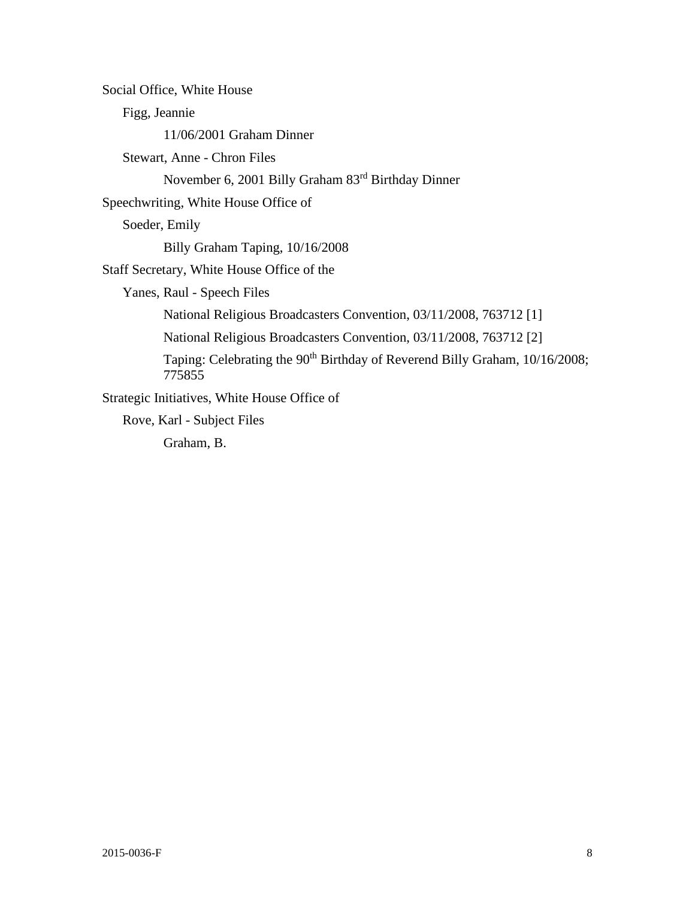Social Office, White House

- Figg, Jeannie
  - 11/06/2001 Graham Dinner
- Stewart, Anne - Chron Files
  - November 6, 2001 Billy Graham 83rd Birthday Dinner

Speechwriting, White House Office of

- Soeder, Emily
  - Billy Graham Taping, 10/16/2008

Staff Secretary, White House Office of the

- Yanes, Raul - Speech Files
  - National Religious Broadcasters Convention, 03/11/2008, 763712 [1]
  - National Religious Broadcasters Convention, 03/11/2008, 763712 [2]
  - Taping: Celebrating the 90th Birthday of Reverend Billy Graham, 10/16/2008; 775855

Strategic Initiatives, White House Office of

- Rove, Karl - Subject Files
  - Graham, B.